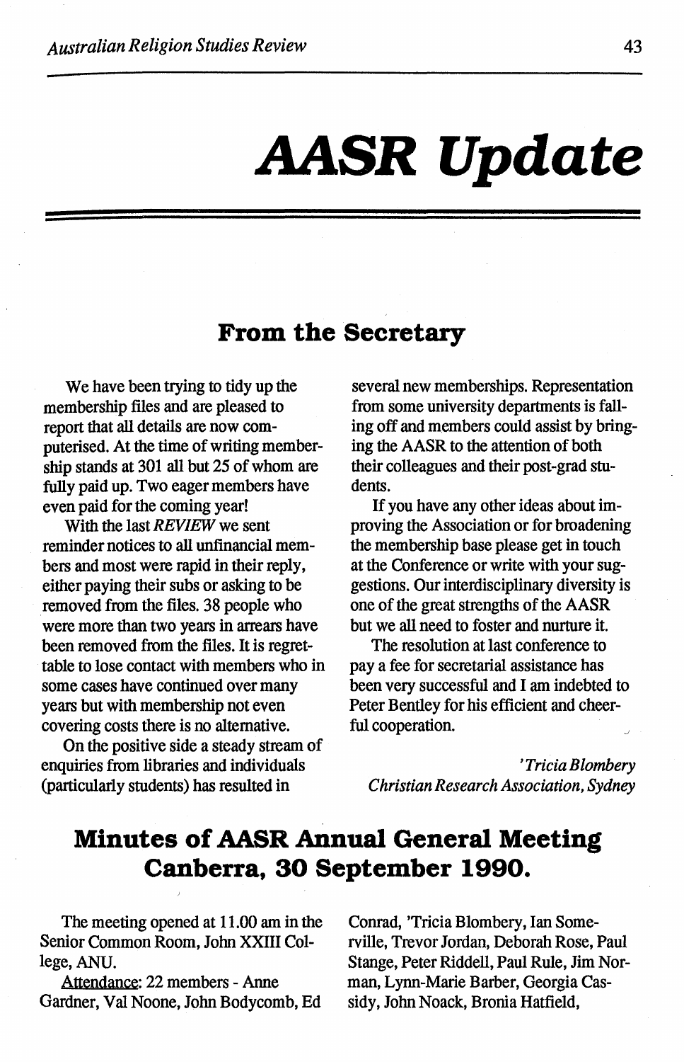# AASR Update

## From the Secretary

We have been trying to tidy up the membership files and are pleased to report that all details are now computerised. At the time of writing membership stands at 301 all but 25 of whom are fully paid up. Two eager members have even paid for the coming year!

With the last *REVIEW* we sent reminder notices to all unfinancial members and most were rapid in their reply, either paying their subs or asking to be removed from the files. 38 people who were more than two years in arrears have been removed from the files. It is regrettable to lose contact with members who in some cases have continued over many years but with membership not even covering costs there is no alternative.

On the positive side a steady stream of enquiries from libraries and individuals (particularly students) has resulted in several new memberships. Representation from some university departments is falling off and members could assist by bringing the AASR to the attention of both their colleagues and their post-grad students.

If you have any other ideas about improving the Association or for broadening the membership base please get in touch at the Conference or write with your suggestions. Our interdisciplinary diversity is one of the great strengths of the AASR but we all need to foster and nurture it.

The resolution at last conference to pay a fee for secretarial assistance has been very successful and I am indebted to Peter Bentley for his efficient and cheerful cooperation.

*'Tricia Blombery*
*Christian Research Association, Sydney*

## Minutes of AASR Annual General Meeting Canberra, 30 September 1990.

The meeting opened at 11.00 am in the Senior Common Room, John XXIII College, ANU.

Attendance: 22 members - Anne Gardner, Val Noone, John Bodycomb, Ed Conrad, 'Tricia Blombery, Ian Somerville, Trevor Jordan, Deborah Rose, Paul Stange, Peter Riddell, Paul Rule, Jim Norman, Lynn-Marie Barber, Georgia Cassidy, John Noack, Bronia Hatfield,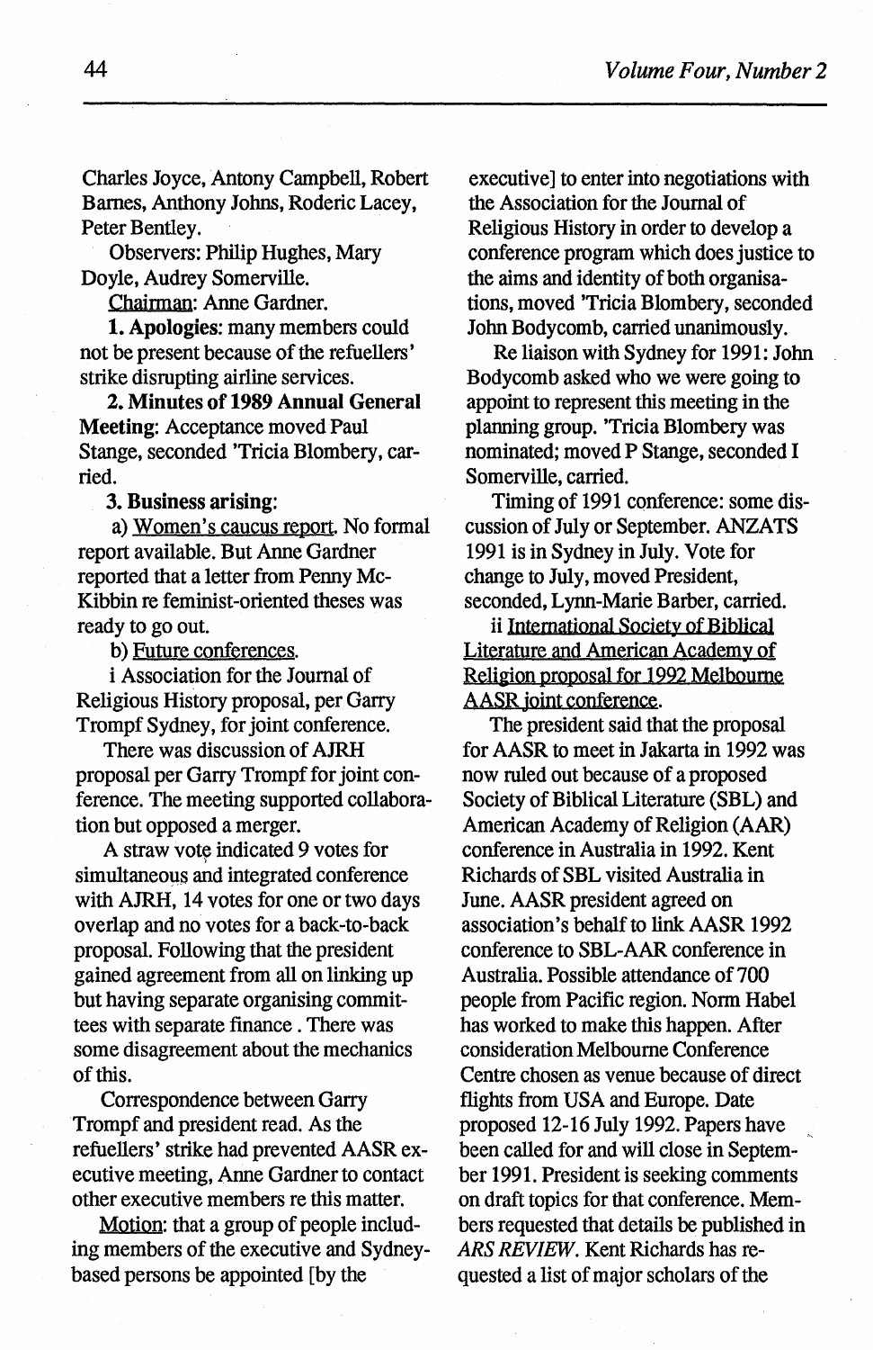Charles Joyce, Antony Campbell, Robert Barnes, Anthony Johns, Roderic Lacey, Peter Bentley.

Observers: Philip Hughes, Mary Doyle, Audrey Somerville.

Chairman: Anne Gardner.

**1. Apologies**: many members could not be present because of the refuellers' strike disrupting airline services.

**2. Minutes of 1989 Annual General Meeting**: Acceptance moved Paul Stange, seconded 'Tricia Blombery, carried.

**3. Business arising**:

a) Women's caucus report. No formal report available. But Anne Gardner reported that a letter from Penny McKibbin re feminist-oriented theses was ready to go out.

b) Future conferences.

i Association for the Journal of Religious History proposal, per Garry Trompf Sydney, for joint conference.

There was discussion of AJRH proposal per Garry Trompf for joint conference. The meeting supported collaboration but opposed a merger.

A straw vote indicated 9 votes for simultaneous and integrated conference with AJRH, 14 votes for one or two days overlap and no votes for a back-to-back proposal. Following that the president gained agreement from all on linking up but having separate organising committees with separate finance. There was some disagreement about the mechanics of this.

Correspondence between Garry Trompf and president read. As the refuellers' strike had prevented AASR executive meeting, Anne Gardner to contact other executive members re this matter.

Motion: that a group of people including members of the executive and Sydney-based persons be appointed [by the executive] to enter into negotiations with the Association for the Journal of Religious History in order to develop a conference program which does justice to the aims and identity of both organisations, moved 'Tricia Blombery, seconded John Bodycomb, carried unanimously.

Re liaison with Sydney for 1991: John Bodycomb asked who we were going to appoint to represent this meeting in the planning group. 'Tricia Blombery was nominated; moved P Stange, seconded I Somerville, carried.

Timing of 1991 conference: some discussion of July or September. ANZATS 1991 is in Sydney in July. Vote for change to July, moved President, seconded, Lynn-Marie Barber, carried.

ii International Society of Biblical Literature and American Academy of Religion proposal for 1992 Melbourne AASR joint conference.

The president said that the proposal for AASR to meet in Jakarta in 1992 was now ruled out because of a proposed Society of Biblical Literature (SBL) and American Academy of Religion (AAR) conference in Australia in 1992. Kent Richards of SBL visited Australia in June. AASR president agreed on association's behalf to link AASR 1992 conference to SBL-AAR conference in Australia. Possible attendance of 700 people from Pacific region. Norm Habel has worked to make this happen. After consideration Melbourne Conference Centre chosen as venue because of direct flights from USA and Europe. Date proposed 12-16 July 1992. Papers have been called for and will close in September 1991. President is seeking comments on draft topics for that conference. Members requested that details be published in *ARS REVIEW*. Kent Richards has requested a list of major scholars of the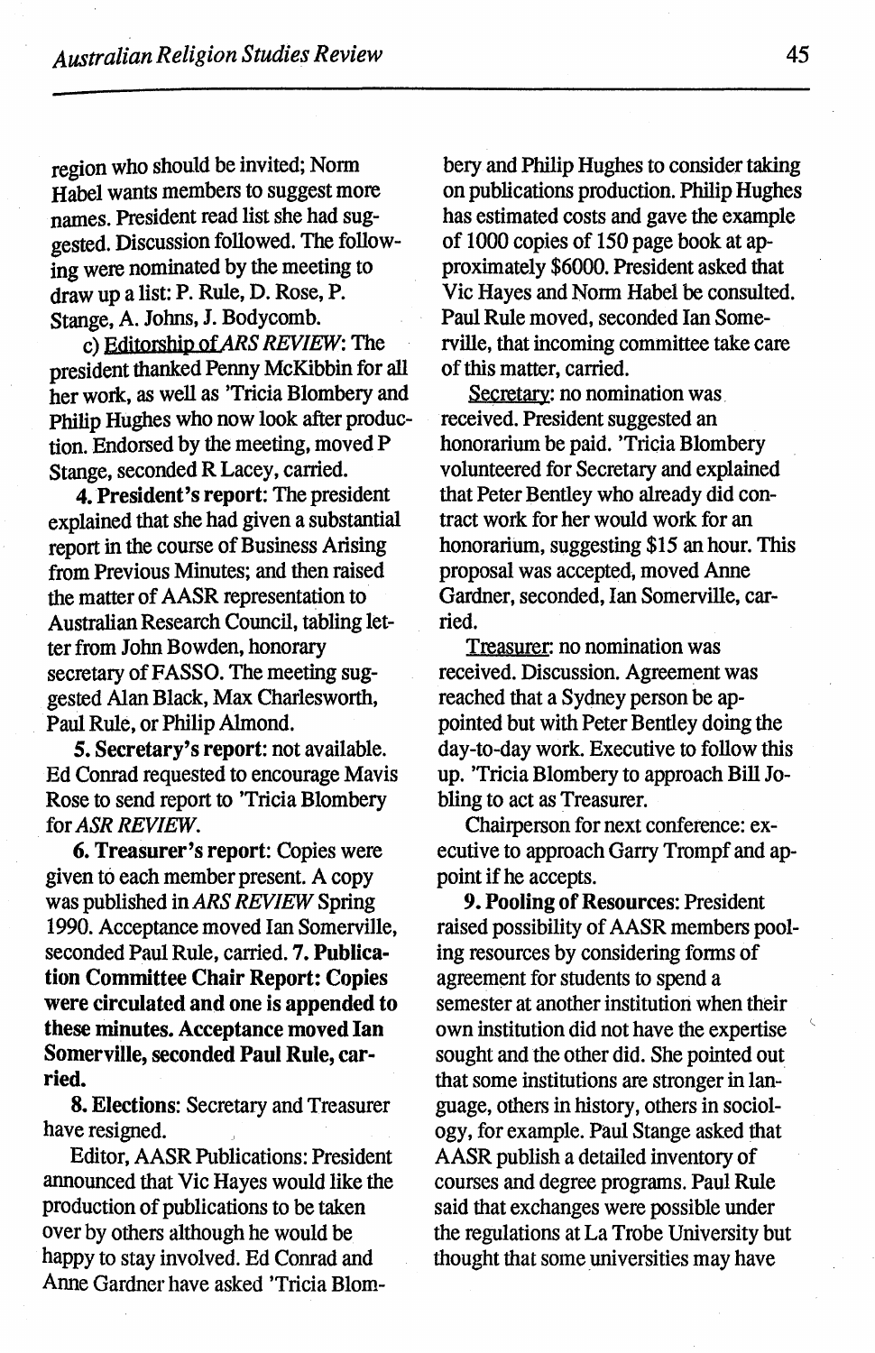region who should be invited; Norm Habel wants members to suggest more names. President read list she had suggested. Discussion followed. The following were nominated by the meeting to draw up a list: P. Rule, D. Rose, P. Stange, A. Johns, J. Bodycomb.

c) Editorship of *ARS REVIEW*: The president thanked Penny McKibbin for all her work, as well as 'Tricia Blombery and Philip Hughes who now look after production. Endorsed by the meeting, moved P Stange, seconded R Lacey, carried.

**4. President's report**: The president explained that she had given a substantial report in the course of Business Arising from Previous Minutes; and then raised the matter of AASR representation to Australian Research Council, tabling letter from John Bowden, honorary secretary of FASSO. The meeting suggested Alan Black, Max Charlesworth, Paul Rule, or Philip Almond.

**5. Secretary's report**: not available. Ed Conrad requested to encourage Mavis Rose to send report to 'Tricia Blombery for *ASR REVIEW*.

**6. Treasurer's report**: Copies were given to each member present. A copy was published in *ARS REVIEW* Spring 1990. Acceptance moved Ian Somerville, seconded Paul Rule, carried. **7. Publication Committee Chair Report: Copies were circulated and one is appended to these minutes. Acceptance moved Ian Somerville, seconded Paul Rule, carried.**

**8. Elections**: Secretary and Treasurer have resigned.

Editor, AASR Publications: President announced that Vic Hayes would like the production of publications to be taken over by others although he would be happy to stay involved. Ed Conrad and Anne Gardner have asked 'Tricia Blombery and Philip Hughes to consider taking on publications production. Philip Hughes has estimated costs and gave the example of 1000 copies of 150 page book at approximately $6000. President asked that Vic Hayes and Norm Habel be consulted. Paul Rule moved, seconded Ian Somerville, that incoming committee take care of this matter, carried.

Secretary: no nomination was received. President suggested an honorarium be paid. 'Tricia Blombery volunteered for Secretary and explained that Peter Bentley who already did contract work for her would work for an honorarium, suggesting $15 an hour. This proposal was accepted, moved Anne Gardner, seconded, Ian Somerville, carried.

Treasurer: no nomination was received. Discussion. Agreement was reached that a Sydney person be appointed but with Peter Bentley doing the day-to-day work. Executive to follow this up. 'Tricia Blombery to approach Bill Jobling to act as Treasurer.

Chairperson for next conference: executive to approach Garry Trompf and appoint if he accepts.

**9. Pooling of Resources**: President raised possibility of AASR members pooling resources by considering forms of agreement for students to spend a semester at another institution when their own institution did not have the expertise sought and the other did. She pointed out that some institutions are stronger in language, others in history, others in sociology, for example. Paul Stange asked that AASR publish a detailed inventory of courses and degree programs. Paul Rule said that exchanges were possible under the regulations at La Trobe University but thought that some universities may have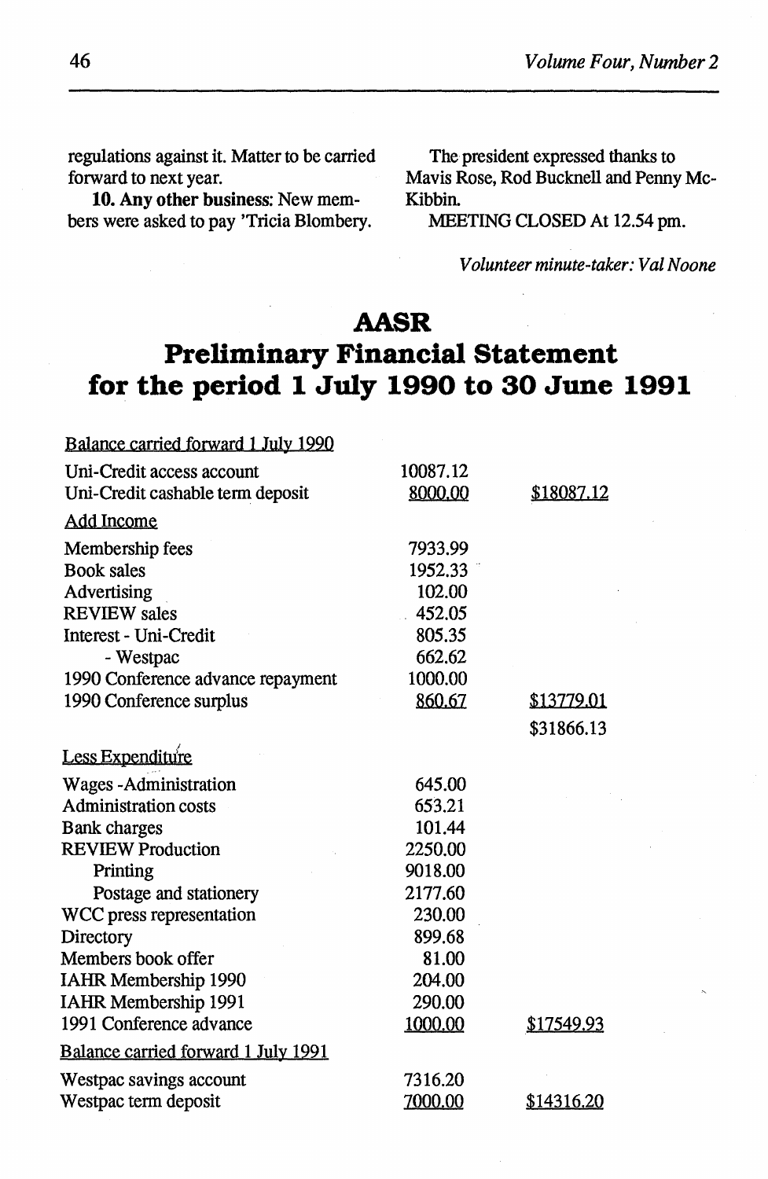regulations against it. Matter to be carried forward to next year.

**10. Any other business:** New members were asked to pay 'Tricia Blombery.

The president expressed thanks to Mavis Rose, Rod Bucknell and Penny McKibbin.

MEETING CLOSED At 12.54 pm.

*Volunteer minute-taker: Val Noone*

# AASR
# Preliminary Financial Statement for the period 1 July 1990 to 30 June 1991

| | | |
|---|---|---|
| Balance carried forward 1 July 1990 | | |
| Uni-Credit access account | 10087.12 | |
| Uni-Credit cashable term deposit | 8000.00 | $18087.12 |
| Add Income | | |
| Membership fees | 7933.99 | |
| Book sales | 1952.33 | |
| Advertising | 102.00 | |
| REVIEW sales | 452.05 | |
| Interest - Uni-Credit | 805.35 | |
| - Westpac | 662.62 | |
| 1990 Conference advance repayment | 1000.00 | |
| 1990 Conference surplus | 860.67 | $13779.01 |
| | | $31866.13 |
| Less Expenditure | | |
| Wages -Administration | 645.00 | |
| Administration costs | 653.21 | |
| Bank charges | 101.44 | |
| REVIEW Production | 2250.00 | |
| Printing | 9018.00 | |
| Postage and stationery | 2177.60 | |
| WCC press representation | 230.00 | |
| Directory | 899.68 | |
| Members book offer | 81.00 | |
| IAHR Membership 1990 | 204.00 | |
| IAHR Membership 1991 | 290.00 | |
| 1991 Conference advance | 1000.00 | $17549.93 |
| Balance carried forward 1 July 1991 | | |
| Westpac savings account | 7316.20 | |
| Westpac term deposit | 7000.00 | $14316.20 |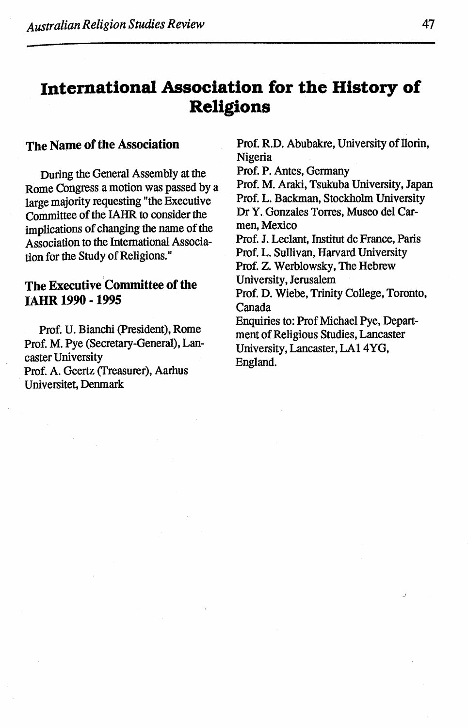# International Association for the History of Religions

## The Name of the Association

During the General Assembly at the Rome Congress a motion was passed by a large majority requesting "the Executive Committee of the IAHR to consider the implications of changing the name of the Association to the International Association for the Study of Religions."

## The Executive Committee of the IAHR 1990 - 1995

Prof. U. Bianchi (President), Rome
Prof. M. Pye (Secretary-General), Lancaster University
Prof. A. Geertz (Treasurer), Aarhus Universitet, Denmark
Prof. R.D. Abubakre, University of Ilorin, Nigeria
Prof. P. Antes, Germany
Prof. M. Araki, Tsukuba University, Japan
Prof. L. Backman, Stockholm University
Dr Y. Gonzales Torres, Museo del Carmen, Mexico
Prof. J. Leclant, Institut de France, Paris
Prof. L. Sullivan, Harvard University
Prof. Z. Werblowsky, The Hebrew University, Jerusalem
Prof. D. Wiebe, Trinity College, Toronto, Canada

Enquiries to: Prof Michael Pye, Department of Religious Studies, Lancaster University, Lancaster, LA1 4YG, England.